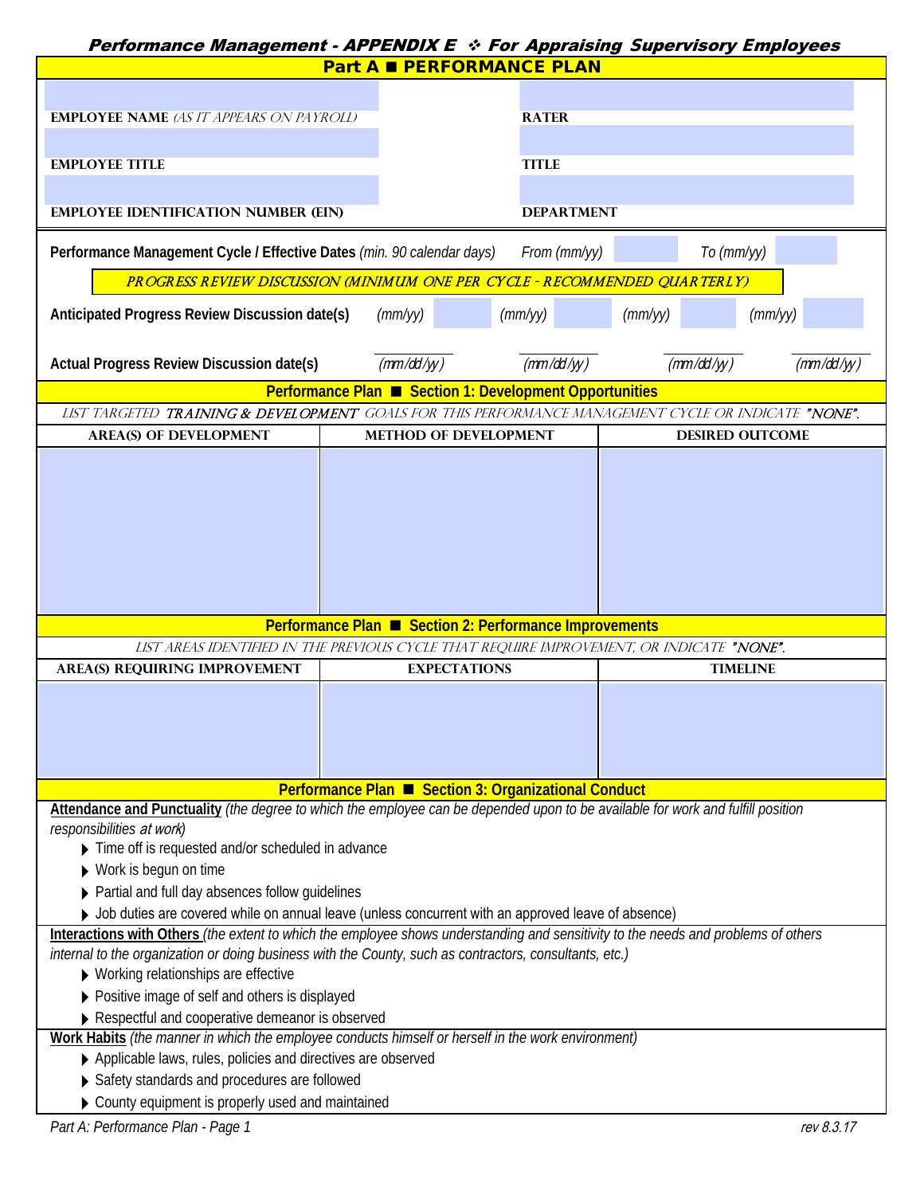# *Performance Management - APPENDIX E ❖ For Appraising Supervisory Employees*

## Part A ■ PERFORMANCE PLAN

| | |
|---|---|
| **EMPLOYEE NAME** *(AS IT APPEARS ON PAYROLL)* | **RATER** |
| **EMPLOYEE TITLE** | **TITLE** |
| **EMPLOYEE IDENTIFICATION NUMBER (EIN)** | **DEPARTMENT** |

**Performance Management Cycle / Effective Dates** *(min. 90 calendar days)* *From (mm/yy)* ______ *To (mm/yy)* ______

*PROGRESS REVIEW DISCUSSION (MINIMUM ONE PER CYCLE - RECOMMENDED QUARTERLY)*

**Anticipated Progress Review Discussion date(s)** *(mm/yy)* ______ *(mm/yy)* ______ *(mm/yy)* ______ *(mm/yy)* ______

**Actual Progress Review Discussion date(s)** ______ *(mm/dd/yy)* ______ *(mm/dd/yy)* ______ *(mm/dd/yy)* ______ *(mm/dd/yy)*

### Performance Plan ■ Section 1: Development Opportunities

*LIST TARGETED **TRAINING & DEVELOPMENT** GOALS FOR THIS PERFORMANCE MANAGEMENT CYCLE OR INDICATE "NONE".*

| AREA(S) OF DEVELOPMENT | METHOD OF DEVELOPMENT | DESIRED OUTCOME |
|---|---|---|
| | | |

### Performance Plan ■ Section 2: Performance Improvements

*LIST AREAS IDENTIFIED IN THE PREVIOUS CYCLE THAT REQUIRE IMPROVEMENT, OR INDICATE "NONE".*

| AREA(S) REQUIRING IMPROVEMENT | EXPECTATIONS | TIMELINE |
|---|---|---|
| | | |

### Performance Plan ■ Section 3: Organizational Conduct

**Attendance and Punctuality** *(the degree to which the employee can be depended upon to be available for work and fulfill position responsibilities at work)*

- Time off is requested and/or scheduled in advance
- Work is begun on time
- Partial and full day absences follow guidelines
- Job duties are covered while on annual leave (unless concurrent with an approved leave of absence)

**Interactions with Others** *(the extent to which the employee shows understanding and sensitivity to the needs and problems of others internal to the organization or doing business with the County, such as contractors, consultants, etc.)*

- Working relationships are effective
- Positive image of self and others is displayed
- Respectful and cooperative demeanor is observed

**Work Habits** *(the manner in which the employee conducts himself or herself in the work environment)*

- Applicable laws, rules, policies and directives are observed
- Safety standards and procedures are followed
- County equipment is properly used and maintained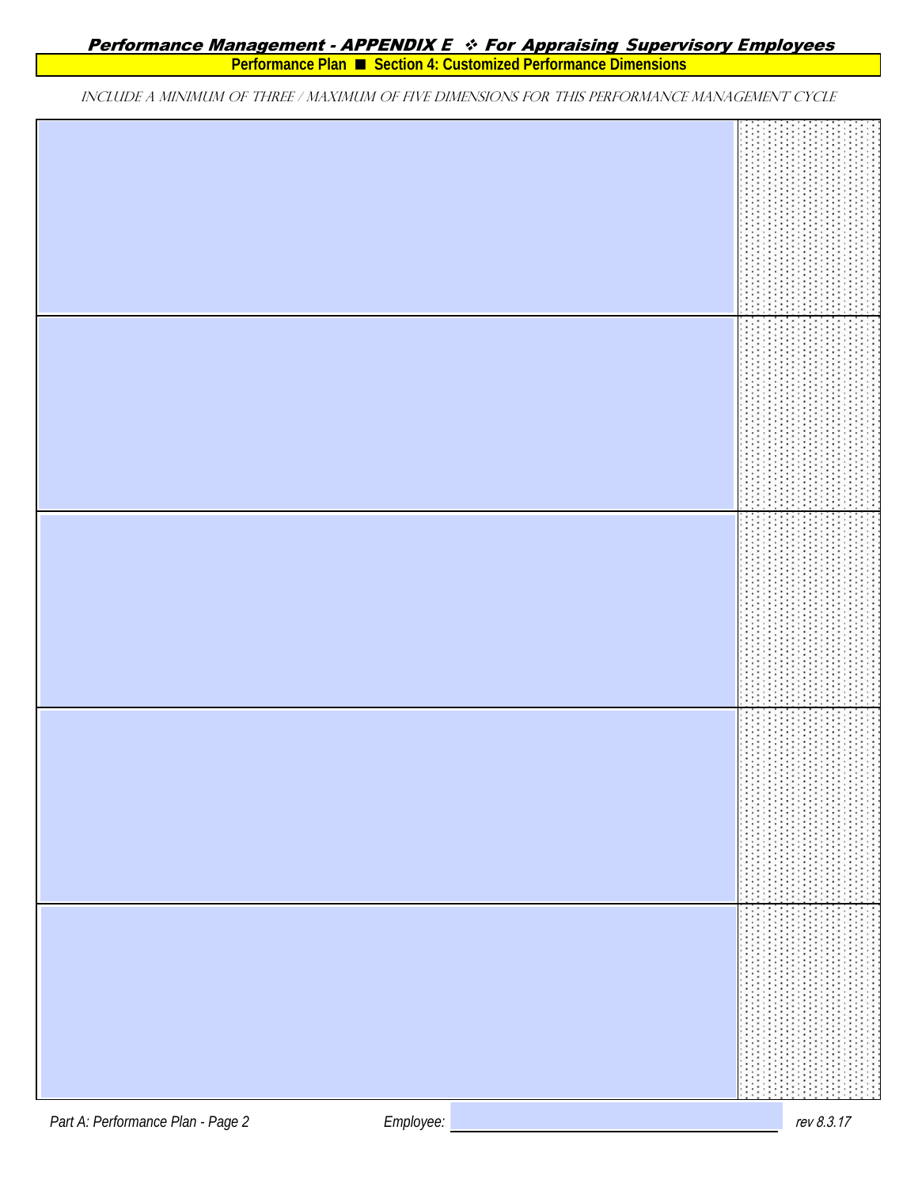## Performance Management - APPENDIX E ❖ For Appraising Supervisory Employees

**Performance Plan ■ Section 4: Customized Performance Dimensions**

*INCLUDE A MINIMUM OF THREE / MAXIMUM OF FIVE DIMENSIONS FOR THIS PERFORMANCE MANAGEMENT CYCLE*

| | |
|---|---|
| | |
| | |
| | |
| | |
| | |

*Part A: Performance Plan - Page 2* *Employee:* ______________________ *rev 8.3.17*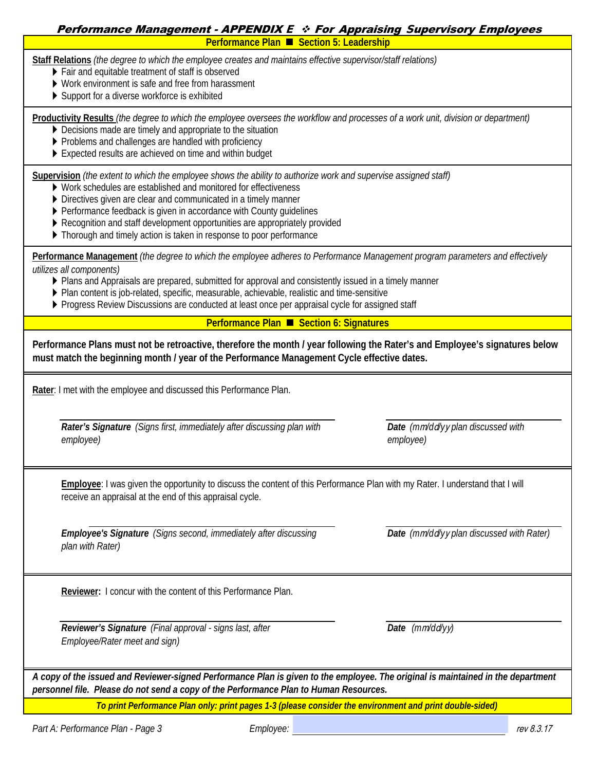## Performance Plan ■ Section 5: Leadership

**Staff Relations** *(the degree to which the employee creates and maintains effective supervisor/staff relations)*

- Fair and equitable treatment of staff is observed
- Work environment is safe and free from harassment
- Support for a diverse workforce is exhibited

**Productivity Results** *(the degree to which the employee oversees the workflow and processes of a work unit, division or department)*

- Decisions made are timely and appropriate to the situation
- Problems and challenges are handled with proficiency
- Expected results are achieved on time and within budget

**Supervision** *(the extent to which the employee shows the ability to authorize work and supervise assigned staff)*

- Work schedules are established and monitored for effectiveness
- Directives given are clear and communicated in a timely manner
- Performance feedback is given in accordance with County guidelines
- Recognition and staff development opportunities are appropriately provided
- Thorough and timely action is taken in response to poor performance

**Performance Management** *(the degree to which the employee adheres to Performance Management program parameters and effectively utilizes all components)*

- Plans and Appraisals are prepared, submitted for approval and consistently issued in a timely manner
- Plan content is job-related, specific, measurable, achievable, realistic and time-sensitive
- Progress Review Discussions are conducted at least once per appraisal cycle for assigned staff

## Performance Plan ■ Section 6: Signatures

**Performance Plans must not be retroactive, therefore the month / year following the Rater's and Employee's signatures below must match the beginning month / year of the Performance Management Cycle effective dates.**

**Rater**: I met with the employee and discussed this Performance Plan.

***Rater's Signature*** *(Signs first, immediately after discussing plan with employee)* ______________________

***Date*** *(mm/dd/yy plan discussed with employee)* ______________________

**Employee**: I was given the opportunity to discuss the content of this Performance Plan with my Rater. I understand that I will receive an appraisal at the end of this appraisal cycle.

***Employee's Signature*** *(Signs second, immediately after discussing plan with Rater)* ______________________

***Date*** *(mm/dd/yy plan discussed with Rater)* ______________________

**Reviewer:** I concur with the content of this Performance Plan.

***Reviewer's Signature*** *(Final approval - signs last, after Employee/Rater meet and sign)* ______________________

***Date*** *(mm/dd/yy)* ______________________

***A copy of the issued and Reviewer-signed Performance Plan is given to the employee. The original is maintained in the department personnel file. Please do not send a copy of the Performance Plan to Human Resources.***

***To print Performance Plan only: print pages 1-3 (please consider the environment and print double-sided)***

*Employee:* ______________________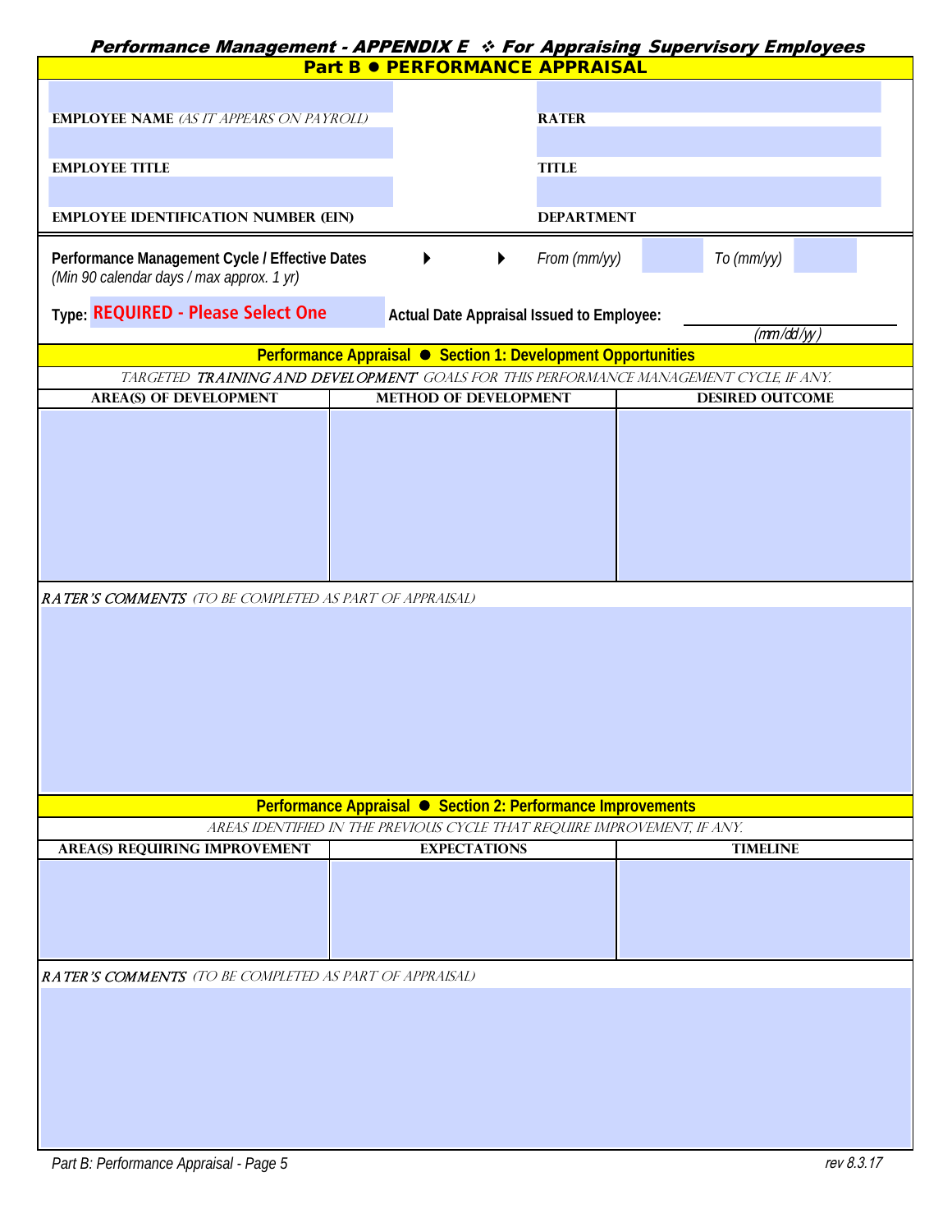*Performance Management - APPENDIX E ❖ For Appraising Supervisory Employees*

## Part B ● PERFORMANCE APPRAISAL

| | |
|---|---|
| **EMPLOYEE NAME** *(AS IT APPEARS ON PAYROLL)* | **RATER** |
| **EMPLOYEE TITLE** | **TITLE** |
| **EMPLOYEE IDENTIFICATION NUMBER (EIN)** | **DEPARTMENT** |

**Performance Management Cycle / Effective Dates** ▶ ▶ *From (mm/yy)* ______ *To (mm/yy)* ______
*(Min 90 calendar days / max approx. 1 yr)*

**Type:** **REQUIRED - Please Select One** **Actual Date Appraisal Issued to Employee:** ____________ *(mm/dd/yy)*

### Performance Appraisal ● Section 1: Development Opportunities

*TARGETED **TRAINING AND DEVELOPMENT** GOALS FOR THIS PERFORMANCE MANAGEMENT CYCLE, IF ANY.*

| AREA(S) OF DEVELOPMENT | METHOD OF DEVELOPMENT | DESIRED OUTCOME |
|---|---|---|
| | | |

***RATER'S COMMENTS*** *(TO BE COMPLETED AS PART OF APPRAISAL)*

### Performance Appraisal ● Section 2: Performance Improvements

*AREAS IDENTIFIED IN THE PREVIOUS CYCLE THAT REQUIRE IMPROVEMENT, IF ANY.*

| AREA(S) REQUIRING IMPROVEMENT | EXPECTATIONS | TIMELINE |
|---|---|---|
| | | |

***RATER'S COMMENTS*** *(TO BE COMPLETED AS PART OF APPRAISAL)*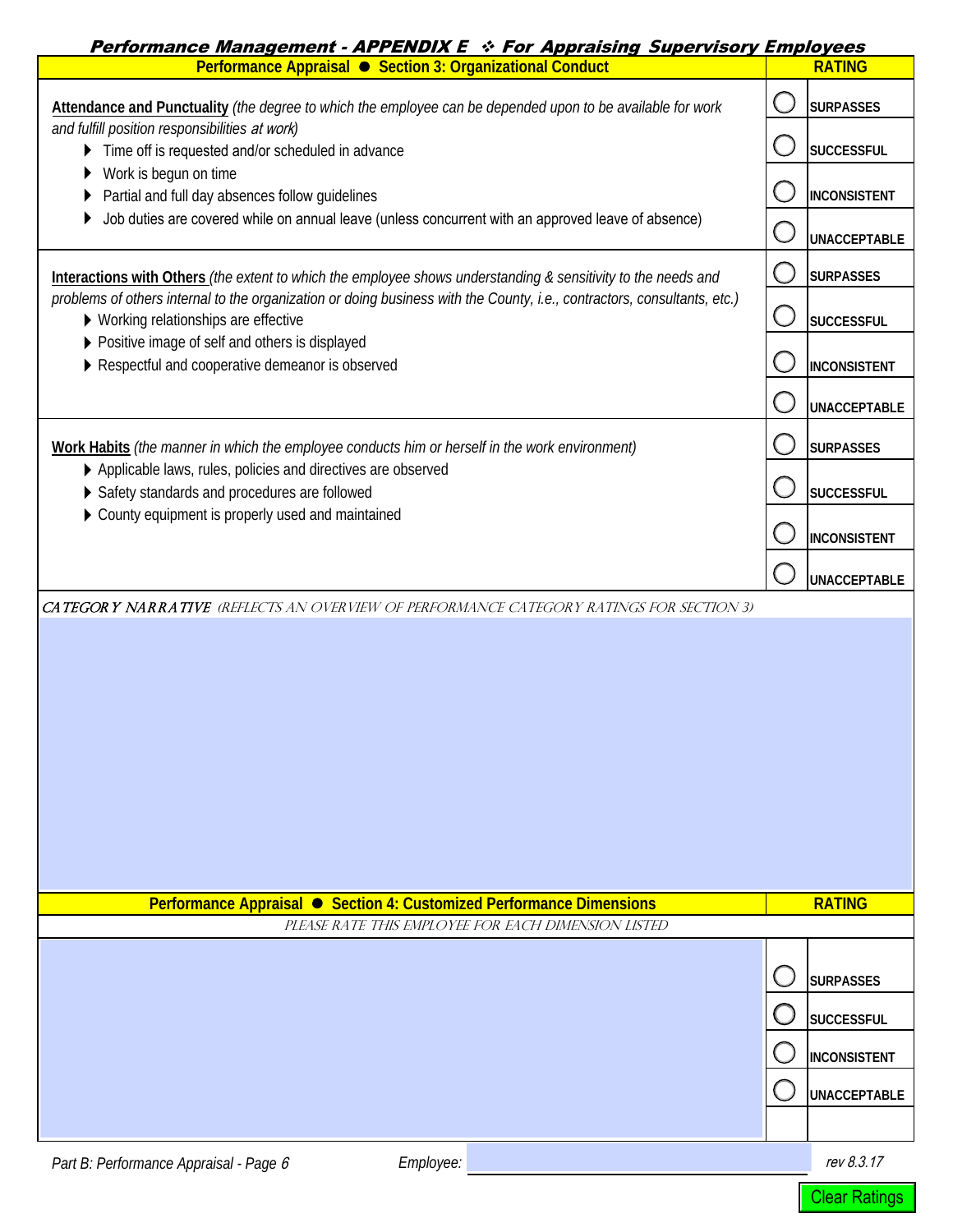## Performance Management - APPENDIX E ❖ For Appraising Supervisory Employees

| Performance Appraisal ● Section 3: Organizational Conduct | RATING |
|---|---|
| **Attendance and Punctuality** *(the degree to which the employee can be depended upon to be available for work and fulfill position responsibilities at work)*<br>▶ Time off is requested and/or scheduled in advance<br>▶ Work is begun on time<br>▶ Partial and full day absences follow guidelines<br>▶ Job duties are covered while on annual leave (unless concurrent with an approved leave of absence) | ◯ SURPASSES<br>◯ SUCCESSFUL<br>◯ INCONSISTENT<br>◯ UNACCEPTABLE |
| **Interactions with Others** *(the extent to which the employee shows understanding & sensitivity to the needs and problems of others internal to the organization or doing business with the County, i.e., contractors, consultants, etc.)*<br>▶ Working relationships are effective<br>▶ Positive image of self and others is displayed<br>▶ Respectful and cooperative demeanor is observed | ◯ SURPASSES<br>◯ SUCCESSFUL<br>◯ INCONSISTENT<br>◯ UNACCEPTABLE |
| **Work Habits** *(the manner in which the employee conducts him or herself in the work environment)*<br>▶ Applicable laws, rules, policies and directives are observed<br>▶ Safety standards and procedures are followed<br>▶ County equipment is properly used and maintained | ◯ SURPASSES<br>◯ SUCCESSFUL<br>◯ INCONSISTENT<br>◯ UNACCEPTABLE |

**CATEGORY NARRATIVE** *(REFLECTS AN OVERVIEW OF PERFORMANCE CATEGORY RATINGS FOR SECTION 3)*

| Performance Appraisal ● Section 4: Customized Performance Dimensions | RATING |
|---|---|
| *PLEASE RATE THIS EMPLOYEE FOR EACH DIMENSION LISTED* | |
| | ◯ SURPASSES<br>◯ SUCCESSFUL<br>◯ INCONSISTENT<br>◯ UNACCEPTABLE |

Part B: Performance Appraisal - Page 6 Employee: ______________________ rev 8.3.17

Clear Ratings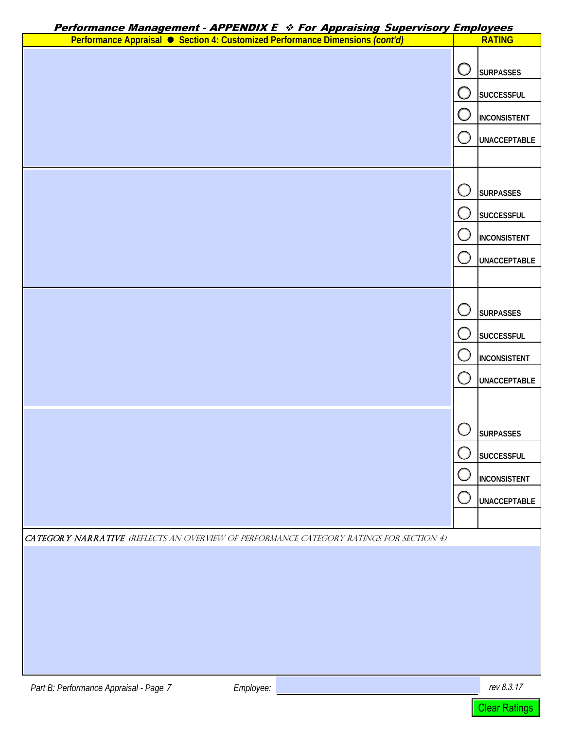## Performance Management - APPENDIX E ❖ For Appraising Supervisory Employees

| Performance Appraisal ● Section 4: Customized Performance Dimensions *(cont'd)* | RATING |
|---|---|
| | ○ SURPASSES<br>○ SUCCESSFUL<br>○ INCONSISTENT<br>○ UNACCEPTABLE |
| | ○ SURPASSES<br>○ SUCCESSFUL<br>○ INCONSISTENT<br>○ UNACCEPTABLE |
| | ○ SURPASSES<br>○ SUCCESSFUL<br>○ INCONSISTENT<br>○ UNACCEPTABLE |
| | ○ SURPASSES<br>○ SUCCESSFUL<br>○ INCONSISTENT<br>○ UNACCEPTABLE |

*CATEGORY NARRATIVE (REFLECTS AN OVERVIEW OF PERFORMANCE CATEGORY RATINGS FOR SECTION 4)*

Part B: Performance Appraisal - Page 7

Employee: ______________________

rev 8.3.17

Clear Ratings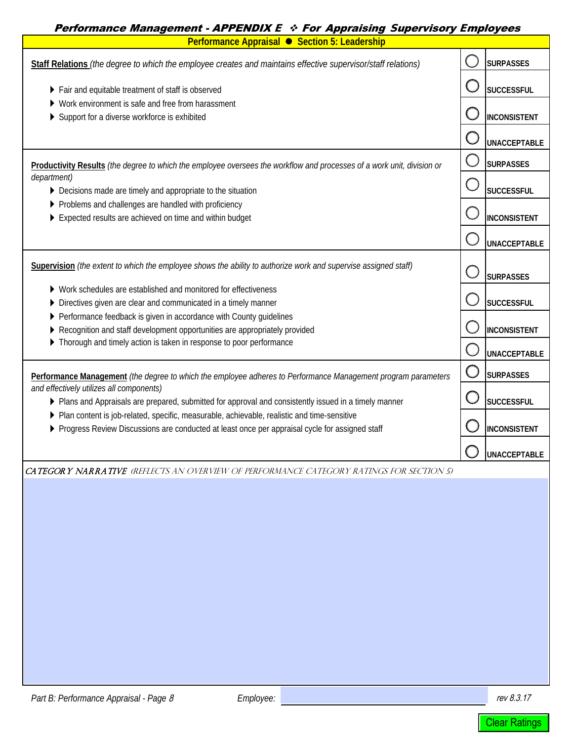## *Performance Management - APPENDIX E ❖ For Appraising Supervisory Employees*

### Performance Appraisal ● Section 5: Leadership

**Staff Relations** *(the degree to which the employee creates and maintains effective supervisor/staff relations)*

- Fair and equitable treatment of staff is observed
- Work environment is safe and free from harassment
- Support for a diverse workforce is exhibited

○ SURPASSES
○ SUCCESSFUL
○ INCONSISTENT
○ UNACCEPTABLE

**Productivity Results** *(the degree to which the employee oversees the workflow and processes of a work unit, division or department)*

- Decisions made are timely and appropriate to the situation
- Problems and challenges are handled with proficiency
- Expected results are achieved on time and within budget

○ SURPASSES
○ SUCCESSFUL
○ INCONSISTENT
○ UNACCEPTABLE

**Supervision** *(the extent to which the employee shows the ability to authorize work and supervise assigned staff)*

- Work schedules are established and monitored for effectiveness
- Directives given are clear and communicated in a timely manner
- Performance feedback is given in accordance with County guidelines
- Recognition and staff development opportunities are appropriately provided
- Thorough and timely action is taken in response to poor performance

○ SURPASSES
○ SUCCESSFUL
○ INCONSISTENT
○ UNACCEPTABLE

**Performance Management** *(the degree to which the employee adheres to Performance Management program parameters and effectively utilizes all components)*

- Plans and Appraisals are prepared, submitted for approval and consistently issued in a timely manner
- Plan content is job-related, specific, measurable, achievable, realistic and time-sensitive
- Progress Review Discussions are conducted at least once per appraisal cycle for assigned staff

○ SURPASSES
○ SUCCESSFUL
○ INCONSISTENT
○ UNACCEPTABLE

**CATEGORY NARRATIVE** *(REFLECTS AN OVERVIEW OF PERFORMANCE CATEGORY RATINGS FOR SECTION 5)*

*Part B: Performance Appraisal - Page 8* *Employee:* ____________ *rev 8.3.17*

Clear Ratings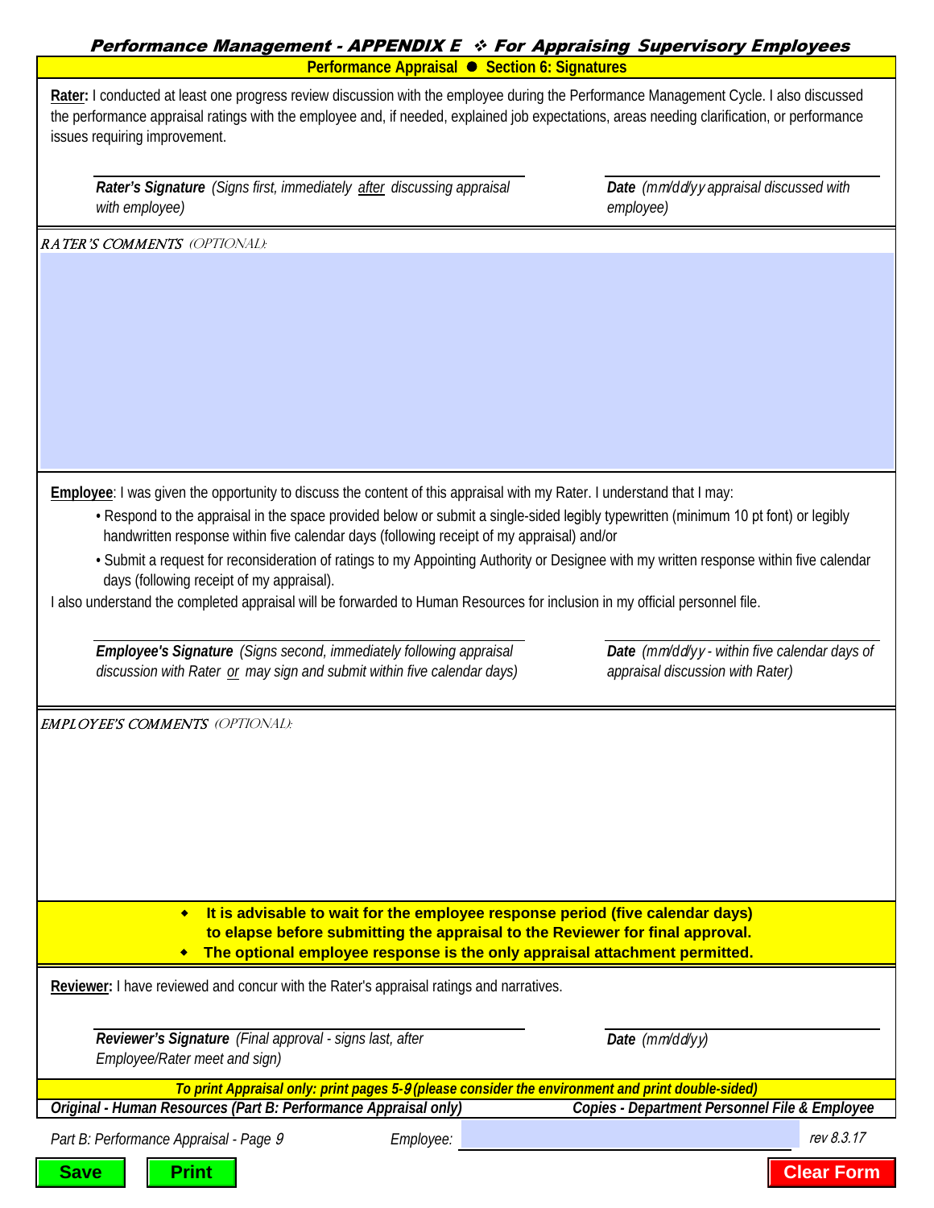## Performance Management - APPENDIX E ❖ For Appraising Supervisory Employees

**Performance Appraisal ● Section 6: Signatures**

**Rater:** I conducted at least one progress review discussion with the employee during the Performance Management Cycle. I also discussed the performance appraisal ratings with the employee and, if needed, explained job expectations, areas needing clarification, or performance issues requiring improvement.

| | |
|---|---|
| ***Rater's Signature*** *(Signs first, immediately after discussing appraisal with employee)* | ***Date*** *(mm/dd/yy appraisal discussed with employee)* |

*RATER'S COMMENTS (OPTIONAL):*

**Employee**: I was given the opportunity to discuss the content of this appraisal with my Rater. I understand that I may:

- Respond to the appraisal in the space provided below or submit a single-sided legibly typewritten (minimum 10 pt font) or legibly handwritten response within five calendar days (following receipt of my appraisal) and/or
- Submit a request for reconsideration of ratings to my Appointing Authority or Designee with my written response within five calendar days (following receipt of my appraisal).

I also understand the completed appraisal will be forwarded to Human Resources for inclusion in my official personnel file.

| | |
|---|---|
| ***Employee's Signature*** *(Signs second, immediately following appraisal discussion with Rater or may sign and submit within five calendar days)* | ***Date*** *(mm/dd/yy - within five calendar days of appraisal discussion with Rater)* |

*EMPLOYEE'S COMMENTS (OPTIONAL):*

- **It is advisable to wait for the employee response period (five calendar days) to elapse before submitting the appraisal to the Reviewer for final approval.**
- **The optional employee response is the only appraisal attachment permitted.**

**Reviewer:** I have reviewed and concur with the Rater's appraisal ratings and narratives.

| | |
|---|---|
| ***Reviewer's Signature*** *(Final approval - signs last, after Employee/Rater meet and sign)* | ***Date*** *(mm/dd/yy)* |

***To print Appraisal only: print pages 5-9 (please consider the environment and print double-sided)***

***Original - Human Resources (Part B: Performance Appraisal only)*** ***Copies - Department Personnel File & Employee***

*Part B: Performance Appraisal - Page 9* *Employee:* *rev 8.3.17*

Save Print Clear Form